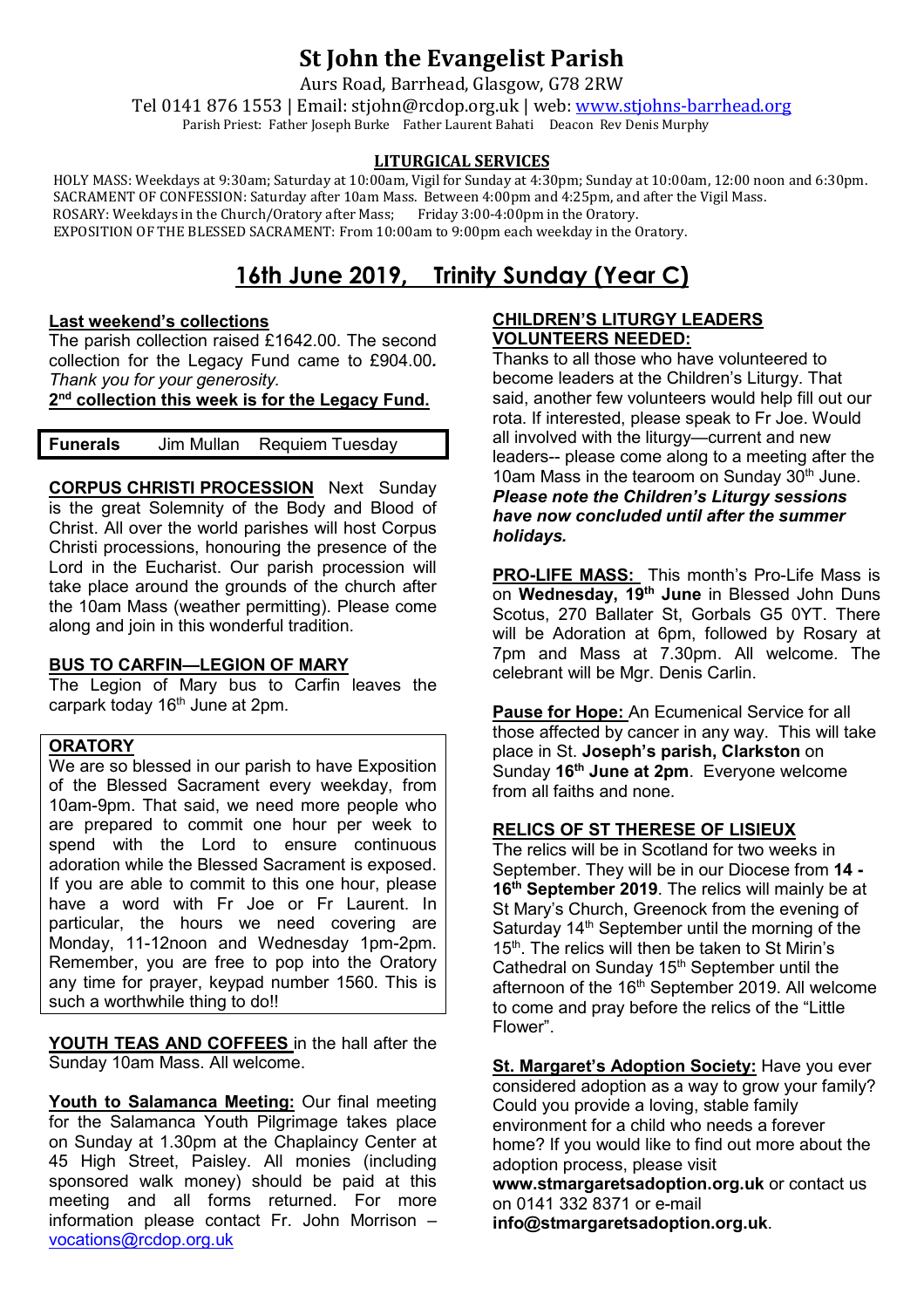# St John the Evangelist Parish

Aurs Road, Barrhead, Glasgow, G78 2RW

Tel 0141 876 1553 | Email: stjohn@rcdop.org.uk | web: www.stjohns-barrhead.org

Parish Priest: Father Joseph Burke Father Laurent Bahati Deacon Rev Denis Murphy

## LITURGICAL SERVICES

HOLY MASS: Weekdays at 9:30am; Saturday at 10:00am, Vigil for Sunday at 4:30pm; Sunday at 10:00am, 12:00 noon and 6:30pm.
SACRAMENT OF CONFESSION: Saturday after 10am Mass. Between 4:00pm and 4:25pm, and after the Vigil Mass.
ROSARY: Weekdays in the Church/Oratory after Mass; Friday 3:00-4:00pm in the Oratory.
EXPOSITION OF THE BLESSED SACRAMENT: From 10:00am to 9:00pm each weekday in the Oratory.

## 16th June 2019, Trinity Sunday (Year C)

**Last weekend's collections**

The parish collection raised £1642.00. The second collection for the Legacy Fund came to £904.00. *Thank you for your generosity.*

**2nd collection this week is for the Legacy Fund.**

| **Funerals** | Jim Mullan | Requiem Tuesday |
|---|---|---|

**CORPUS CHRISTI PROCESSION** Next Sunday is the great Solemnity of the Body and Blood of Christ. All over the world parishes will host Corpus Christi processions, honouring the presence of the Lord in the Eucharist. Our parish procession will take place around the grounds of the church after the 10am Mass (weather permitting). Please come along and join in this wonderful tradition.

**BUS TO CARFIN—LEGION OF MARY**

The Legion of Mary bus to Carfin leaves the carpark today 16th June at 2pm.

**ORATORY**

We are so blessed in our parish to have Exposition of the Blessed Sacrament every weekday, from 10am-9pm. That said, we need more people who are prepared to commit one hour per week to spend with the Lord to ensure continuous adoration while the Blessed Sacrament is exposed. If you are able to commit to this one hour, please have a word with Fr Joe or Fr Laurent. In particular, the hours we need covering are Monday, 11-12noon and Wednesday 1pm-2pm. Remember, you are free to pop into the Oratory any time for prayer, keypad number 1560. This is such a worthwhile thing to do!!

**YOUTH TEAS AND COFFEES** in the hall after the Sunday 10am Mass. All welcome.

**Youth to Salamanca Meeting:** Our final meeting for the Salamanca Youth Pilgrimage takes place on Sunday at 1.30pm at the Chaplaincy Center at 45 High Street, Paisley. All monies (including sponsored walk money) should be paid at this meeting and all forms returned. For more information please contact Fr. John Morrison – vocations@rcdop.org.uk

**CHILDREN'S LITURGY LEADERS VOLUNTEERS NEEDED:**

Thanks to all those who have volunteered to become leaders at the Children's Liturgy. That said, another few volunteers would help fill out our rota. If interested, please speak to Fr Joe. Would all involved with the liturgy—current and new leaders-- please come along to a meeting after the 10am Mass in the tearoom on Sunday 30th June. ***Please note the Children's Liturgy sessions have now concluded until after the summer holidays.***

**PRO-LIFE MASS:** This month's Pro-Life Mass is on **Wednesday, 19th June** in Blessed John Duns Scotus, 270 Ballater St, Gorbals G5 0YT. There will be Adoration at 6pm, followed by Rosary at 7pm and Mass at 7.30pm. All welcome. The celebrant will be Mgr. Denis Carlin.

**Pause for Hope:** An Ecumenical Service for all those affected by cancer in any way. This will take place in St. **Joseph's parish, Clarkston** on Sunday **16th June at 2pm**. Everyone welcome from all faiths and none.

**RELICS OF ST THERESE OF LISIEUX**

The relics will be in Scotland for two weeks in September. They will be in our Diocese from **14 - 16th September 2019**. The relics will mainly be at St Mary's Church, Greenock from the evening of Saturday 14th September until the morning of the 15th. The relics will then be taken to St Mirin's Cathedral on Sunday 15th September until the afternoon of the 16th September 2019. All welcome to come and pray before the relics of the "Little Flower".

**St. Margaret's Adoption Society:** Have you ever considered adoption as a way to grow your family? Could you provide a loving, stable family environment for a child who needs a forever home? If you would like to find out more about the adoption process, please visit **www.stmargaretsadoption.org.uk** or contact us on 0141 332 8371 or e-mail **info@stmargaretsadoption.org.uk**.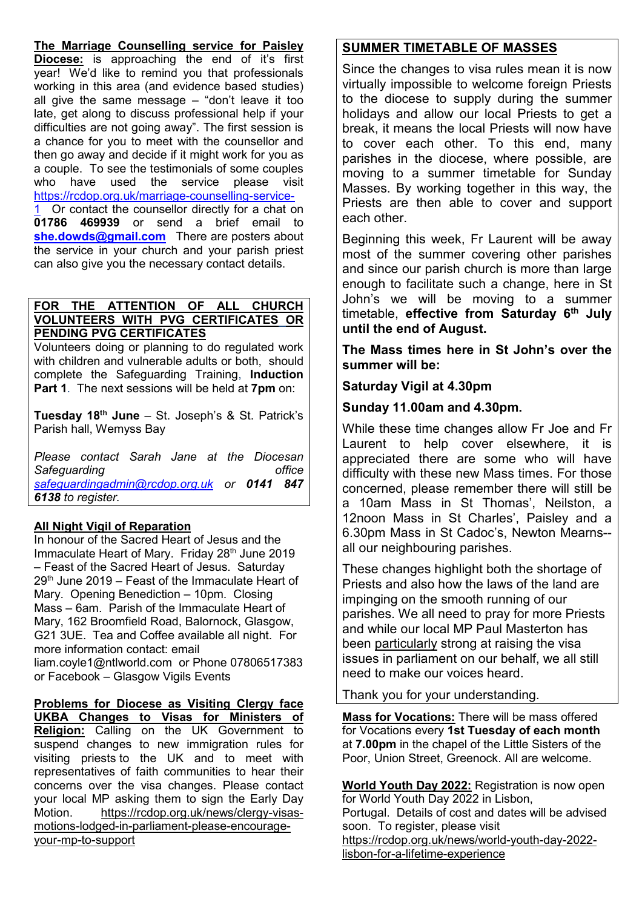**The Marriage Counselling service for Paisley Diocese:** is approaching the end of it's first year! We'd like to remind you that professionals working in this area (and evidence based studies) all give the same message – "don't leave it too late, get along to discuss professional help if your difficulties are not going away". The first session is a chance for you to meet with the counsellor and then go away and decide if it might work for you as a couple. To see the testimonials of some couples who have used the service please visit https://rcdop.org.uk/marriage-counselling-service-1 Or contact the counsellor directly for a chat on **01786 469939** or send a brief email to **she.dowds@gmail.com** There are posters about the service in your church and your parish priest can also give you the necessary contact details.

**FOR THE ATTENTION OF ALL CHURCH VOLUNTEERS WITH PVG CERTIFICATES OR PENDING PVG CERTIFICATES**

Volunteers doing or planning to do regulated work with children and vulnerable adults or both, should complete the Safeguarding Training, **Induction Part 1**. The next sessions will be held at **7pm** on:

**Tuesday 18th June** – St. Joseph's & St. Patrick's Parish hall, Wemyss Bay

*Please contact Sarah Jane at the Diocesan Safeguarding office safeguardingadmin@rcdop.org.uk or* ***0141 847 6138*** *to register.*

**All Night Vigil of Reparation**

In honour of the Sacred Heart of Jesus and the Immaculate Heart of Mary. Friday 28th June 2019 – Feast of the Sacred Heart of Jesus. Saturday 29th June 2019 – Feast of the Immaculate Heart of Mary. Opening Benediction – 10pm. Closing Mass – 6am. Parish of the Immaculate Heart of Mary, 162 Broomfield Road, Balornock, Glasgow, G21 3UE. Tea and Coffee available all night. For more information contact: email liam.coyle1@ntlworld.com or Phone 07806517383 or Facebook – Glasgow Vigils Events

**Problems for Diocese as Visiting Clergy face UKBA Changes to Visas for Ministers of Religion:** Calling on the UK Government to suspend changes to new immigration rules for visiting priests to the UK and to meet with representatives of faith communities to hear their concerns over the visa changes. Please contact your local MP asking them to sign the Early Day Motion. https://rcdop.org.uk/news/clergy-visas-motions-lodged-in-parliament-please-encourage-your-mp-to-support

## SUMMER TIMETABLE OF MASSES

Since the changes to visa rules mean it is now virtually impossible to welcome foreign Priests to the diocese to supply during the summer holidays and allow our local Priests to get a break, it means the local Priests will now have to cover each other. To this end, many parishes in the diocese, where possible, are moving to a summer timetable for Sunday Masses. By working together in this way, the Priests are then able to cover and support each other.

Beginning this week, Fr Laurent will be away most of the summer covering other parishes and since our parish church is more than large enough to facilitate such a change, here in St John's we will be moving to a summer timetable, **effective from Saturday 6th July until the end of August.**

**The Mass times here in St John's over the summer will be:**

**Saturday Vigil at 4.30pm**

**Sunday 11.00am and 4.30pm.**

While these time changes allow Fr Joe and Fr Laurent to help cover elsewhere, it is appreciated there are some who will have difficulty with these new Mass times. For those concerned, please remember there will still be a 10am Mass in St Thomas', Neilston, a 12noon Mass in St Charles', Paisley and a 6.30pm Mass in St Cadoc's, Newton Mearns--all our neighbouring parishes.

These changes highlight both the shortage of Priests and also how the laws of the land are impinging on the smooth running of our parishes. We all need to pray for more Priests and while our local MP Paul Masterton has been particularly strong at raising the visa issues in parliament on our behalf, we all still need to make our voices heard.

Thank you for your understanding.

**Mass for Vocations:** There will be mass offered for Vocations every **1st Tuesday of each month** at **7.00pm** in the chapel of the Little Sisters of the Poor, Union Street, Greenock. All are welcome.

**World Youth Day 2022:** Registration is now open for World Youth Day 2022 in Lisbon, Portugal. Details of cost and dates will be advised soon. To register, please visit https://rcdop.org.uk/news/world-youth-day-2022-lisbon-for-a-lifetime-experience